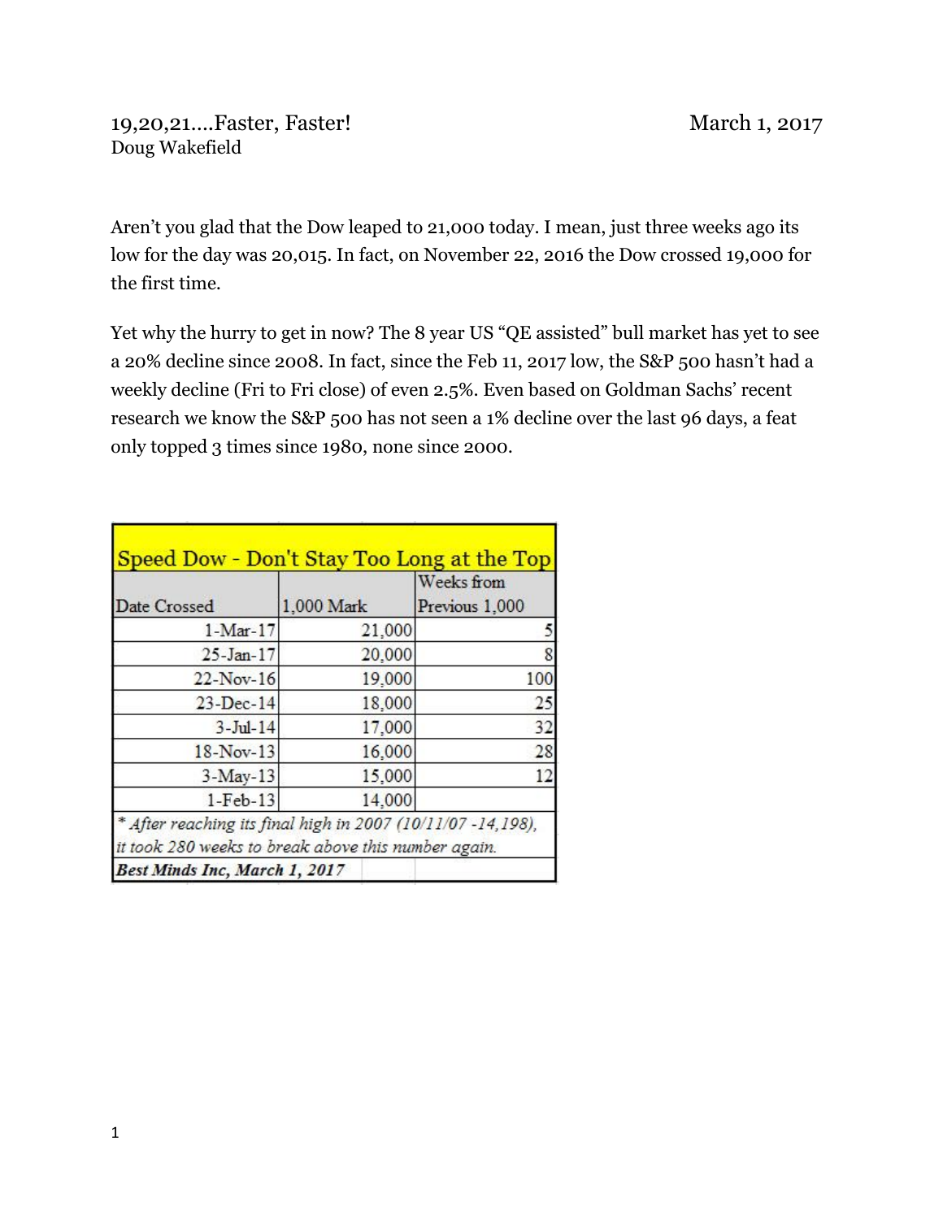# 19,20,21....Faster, Faster!

March 1, 2017

Doug Wakefield

Aren't you glad that the Dow leaped to 21,000 today. I mean, just three weeks ago its low for the day was 20,015. In fact, on November 22, 2016 the Dow crossed 19,000 for the first time.

Yet why the hurry to get in now? The 8 year US "QE assisted" bull market has yet to see a 20% decline since 2008. In fact, since the Feb 11, 2017 low, the S&P 500 hasn't had a weekly decline (Fri to Fri close) of even 2.5%. Even based on Goldman Sachs' recent research we know the S&P 500 has not seen a 1% decline over the last 96 days, a feat only topped 3 times since 1980, none since 2000.

| Speed Dow - Don't Stay Too Long at the Top | | |
|---|---|---|
| Date Crossed | 1,000 Mark | Weeks from Previous 1,000 |
| 1-Mar-17 | 21,000 | 5 |
| 25-Jan-17 | 20,000 | 8 |
| 22-Nov-16 | 19,000 | 100 |
| 23-Dec-14 | 18,000 | 25 |
| 3-Jul-14 | 17,000 | 32 |
| 18-Nov-13 | 16,000 | 28 |
| 3-May-13 | 15,000 | 12 |
| 1-Feb-13 | 14,000 | |
| *\* After reaching its final high in 2007 (10/11/07 -14,198), it took 280 weeks to break above this number again.* | | |
| ***Best Minds Inc, March 1, 2017*** | | |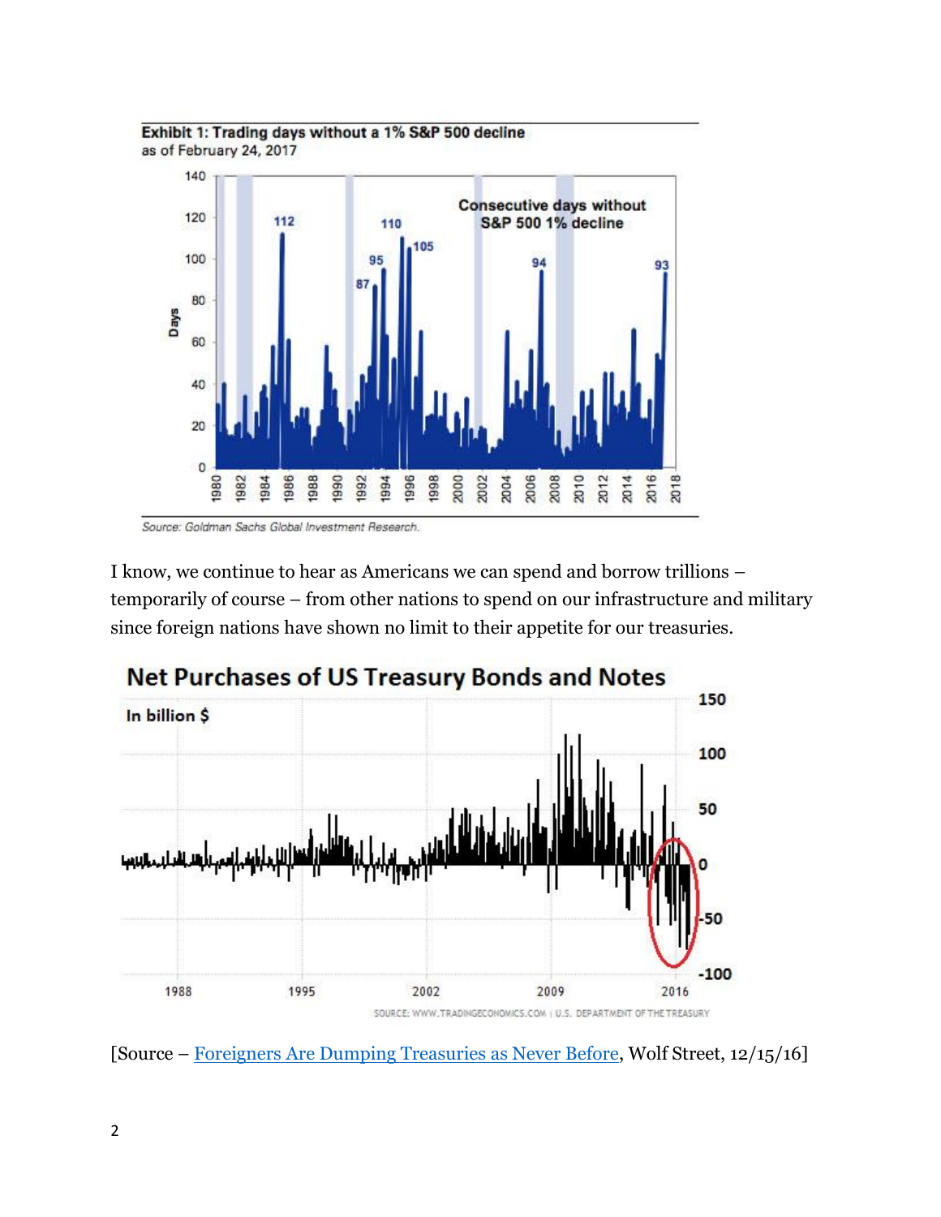**Exhibit 1: Trading days without a 1% S&P 500 decline**
as of February 24, 2017

Source: Goldman Sachs Global Investment Research.

I know, we continue to hear as Americans we can spend and borrow trillions – temporarily of course – from other nations to spend on our infrastructure and military since foreign nations have shown no limit to their appetite for our treasuries.

**Net Purchases of US Treasury Bonds and Notes**
In billion $

SOURCE: WWW.TRADINGECONOMICS.COM | U.S. DEPARTMENT OF THE TREASURY

[Source – Foreigners Are Dumping Treasuries as Never Before, Wolf Street, 12/15/16]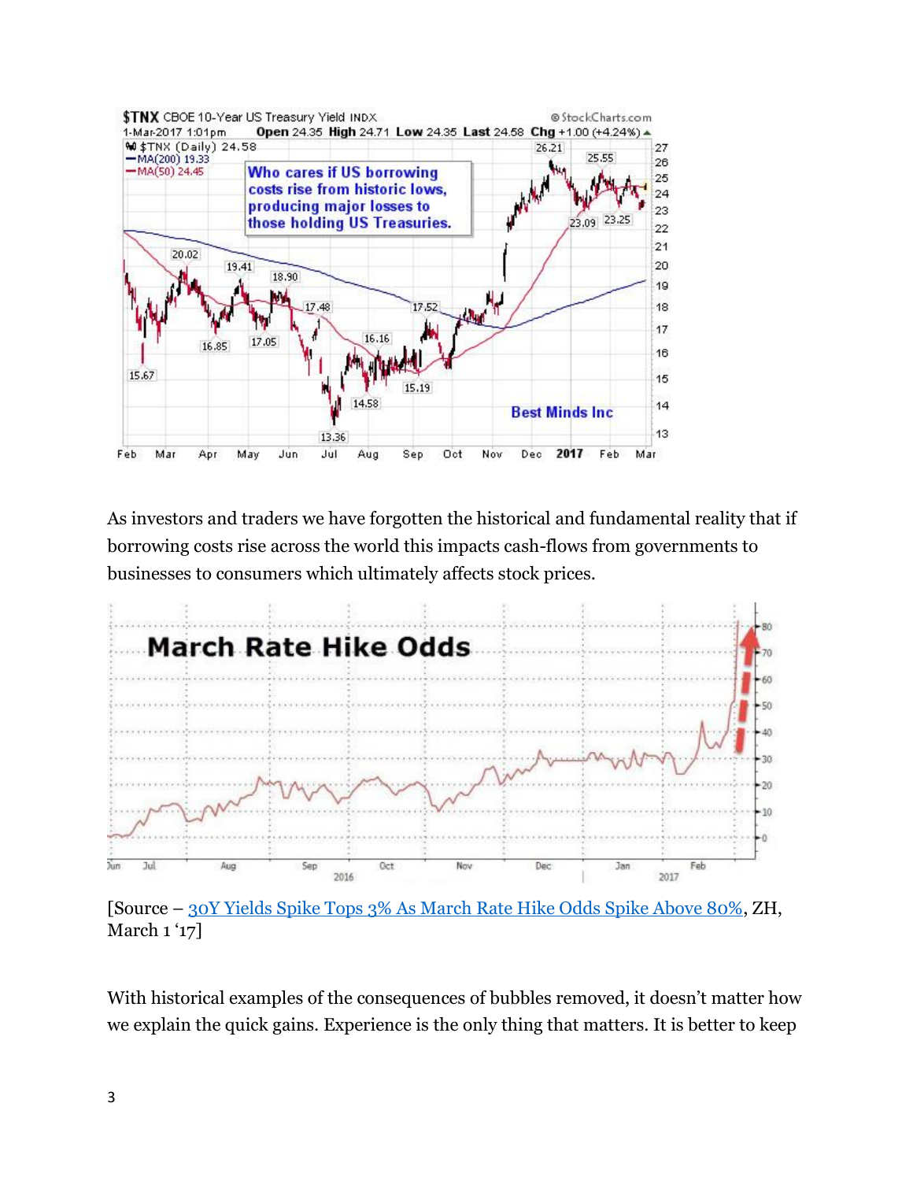As investors and traders we have forgotten the historical and fundamental reality that if borrowing costs rise across the world this impacts cash-flows from governments to businesses to consumers which ultimately affects stock prices.

[Source – 30Y Yields Spike Tops 3% As March Rate Hike Odds Spike Above 80%, ZH, March 1 '17]

With historical examples of the consequences of bubbles removed, it doesn't matter how we explain the quick gains. Experience is the only thing that matters. It is better to keep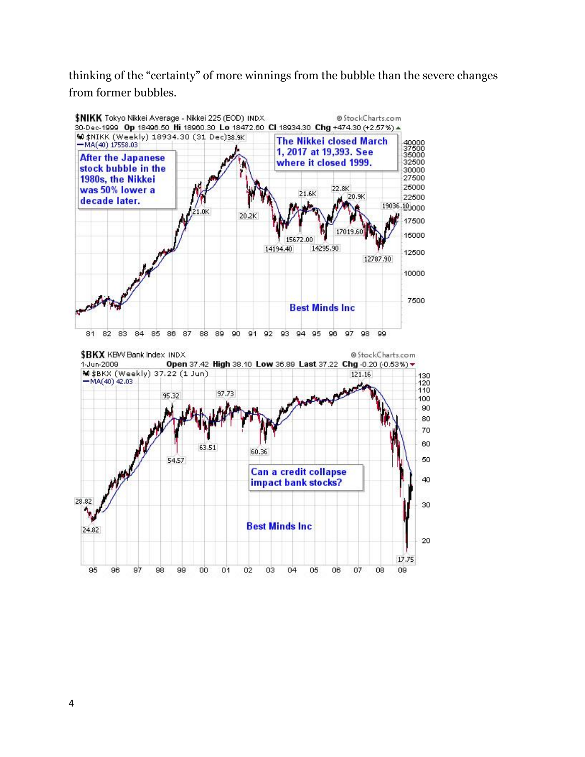thinking of the "certainty" of more winnings from the bubble than the severe changes from former bubbles.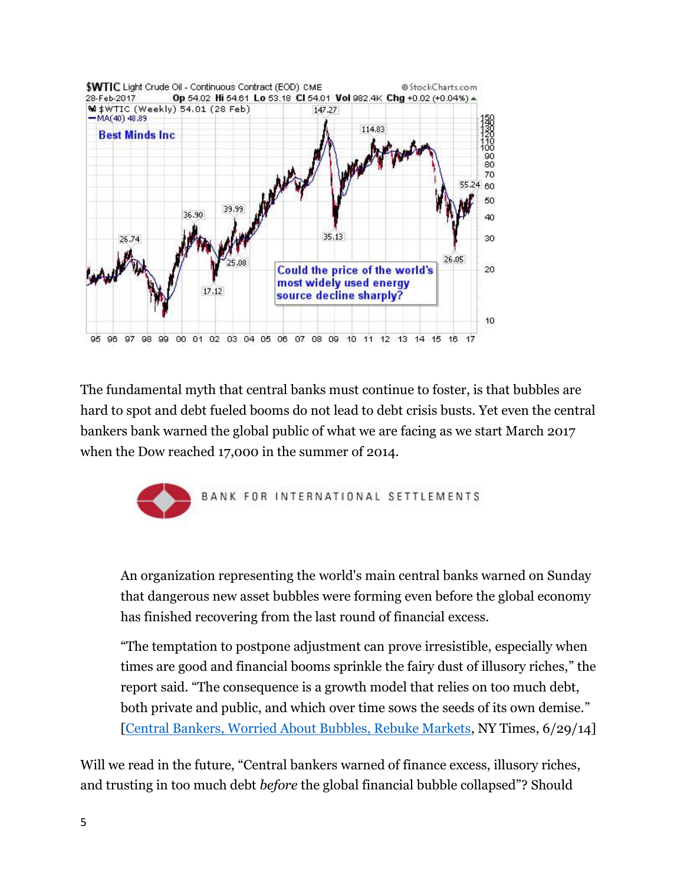The fundamental myth that central banks must continue to foster, is that bubbles are hard to spot and debt fueled booms do not lead to debt crisis busts. Yet even the central bankers bank warned the global public of what we are facing as we start March 2017 when the Dow reached 17,000 in the summer of 2014.

> An organization representing the world's main central banks warned on Sunday that dangerous new asset bubbles were forming even before the global economy has finished recovering from the last round of financial excess.
>
> "The temptation to postpone adjustment can prove irresistible, especially when times are good and financial booms sprinkle the fairy dust of illusory riches," the report said. "The consequence is a growth model that relies on too much debt, both private and public, and which over time sows the seeds of its own demise." [Central Bankers, Worried About Bubbles, Rebuke Markets, NY Times, 6/29/14]

Will we read in the future, "Central bankers warned of finance excess, illusory riches, and trusting in too much debt *before* the global financial bubble collapsed"? Should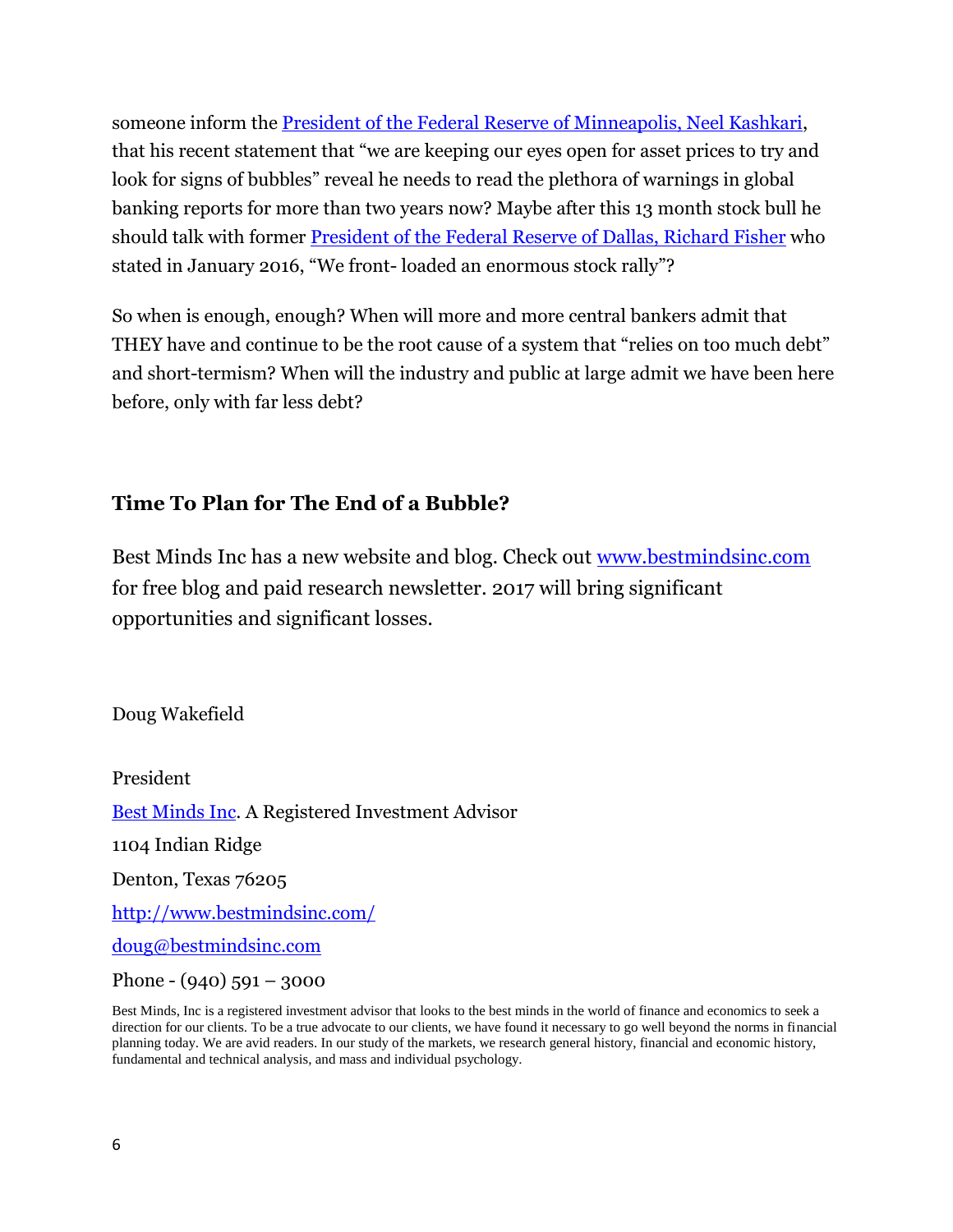someone inform the President of the Federal Reserve of Minneapolis, Neel Kashkari, that his recent statement that "we are keeping our eyes open for asset prices to try and look for signs of bubbles" reveal he needs to read the plethora of warnings in global banking reports for more than two years now? Maybe after this 13 month stock bull he should talk with former President of the Federal Reserve of Dallas, Richard Fisher who stated in January 2016, "We front- loaded an enormous stock rally"?

So when is enough, enough? When will more and more central bankers admit that THEY have and continue to be the root cause of a system that "relies on too much debt" and short-termism? When will the industry and public at large admit we have been here before, only with far less debt?

### Time To Plan for The End of a Bubble?

Best Minds Inc has a new website and blog. Check out www.bestmindsinc.com for free blog and paid research newsletter. 2017 will bring significant opportunities and significant losses.

Doug Wakefield

President

Best Minds Inc. A Registered Investment Advisor

1104 Indian Ridge

Denton, Texas 76205

http://www.bestmindsinc.com/

doug@bestmindsinc.com

Phone - (940) 591 – 3000

Best Minds, Inc is a registered investment advisor that looks to the best minds in the world of finance and economics to seek a direction for our clients. To be a true advocate to our clients, we have found it necessary to go well beyond the norms in financial planning today. We are avid readers. In our study of the markets, we research general history, financial and economic history, fundamental and technical analysis, and mass and individual psychology.